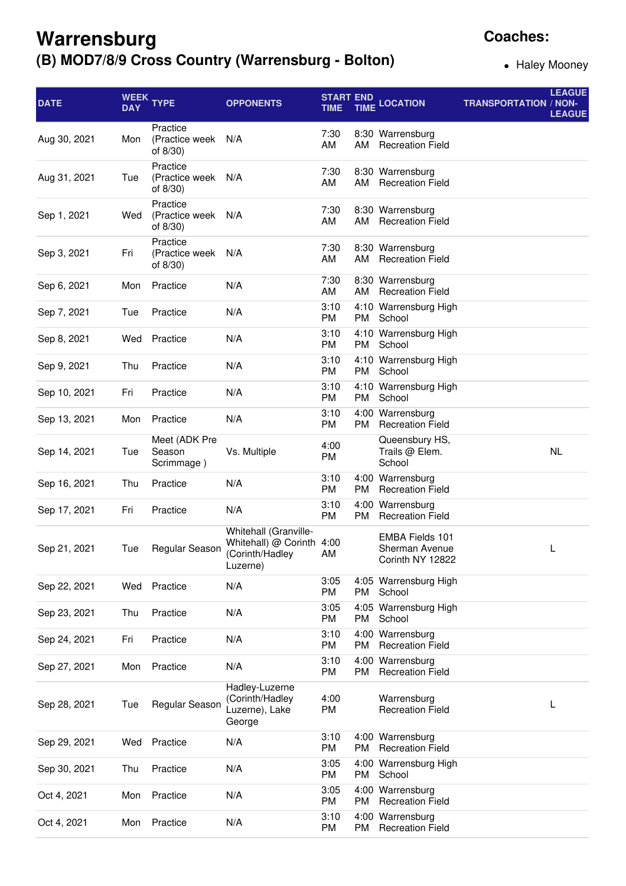# Warrensburg

## (B) MOD7/8/9 Cross Country (Warrensburg - Bolton)

**Coaches:**

- Haley Mooney

| DATE | WEEK DAY | TYPE | OPPONENTS | START TIME | END TIME | LOCATION | TRANSPORTATION | LEAGUE / NON-LEAGUE |
|---|---|---|---|---|---|---|---|---|
| Aug 30, 2021 | Mon | Practice (Practice week of 8/30) | N/A | 7:30 AM | 8:30 AM | Warrensburg Recreation Field | | |
| Aug 31, 2021 | Tue | Practice (Practice week of 8/30) | N/A | 7:30 AM | 8:30 AM | Warrensburg Recreation Field | | |
| Sep 1, 2021 | Wed | Practice (Practice week of 8/30) | N/A | 7:30 AM | 8:30 AM | Warrensburg Recreation Field | | |
| Sep 3, 2021 | Fri | Practice (Practice week of 8/30) | N/A | 7:30 AM | 8:30 AM | Warrensburg Recreation Field | | |
| Sep 6, 2021 | Mon | Practice | N/A | 7:30 AM | 8:30 AM | Warrensburg Recreation Field | | |
| Sep 7, 2021 | Tue | Practice | N/A | 3:10 PM | 4:10 PM | Warrensburg High School | | |
| Sep 8, 2021 | Wed | Practice | N/A | 3:10 PM | 4:10 PM | Warrensburg High School | | |
| Sep 9, 2021 | Thu | Practice | N/A | 3:10 PM | 4:10 PM | Warrensburg High School | | |
| Sep 10, 2021 | Fri | Practice | N/A | 3:10 PM | 4:10 PM | Warrensburg High School | | |
| Sep 13, 2021 | Mon | Practice | N/A | 3:10 PM | 4:00 PM | Warrensburg Recreation Field | | |
| Sep 14, 2021 | Tue | Meet (ADK Pre Season Scrimmage ) | Vs. Multiple | 4:00 PM | | Queensbury HS, Trails @ Elem. School | | NL |
| Sep 16, 2021 | Thu | Practice | N/A | 3:10 PM | 4:00 PM | Warrensburg Recreation Field | | |
| Sep 17, 2021 | Fri | Practice | N/A | 3:10 PM | 4:00 PM | Warrensburg Recreation Field | | |
| Sep 21, 2021 | Tue | Regular Season | Whitehall (Granville-Whitehall) @ Corinth (Corinth/Hadley Luzerne) | 4:00 AM | | EMBA Fields 101 Sherman Avenue Corinth NY 12822 | | L |
| Sep 22, 2021 | Wed | Practice | N/A | 3:05 PM | 4:05 PM | Warrensburg High School | | |
| Sep 23, 2021 | Thu | Practice | N/A | 3:05 PM | 4:05 PM | Warrensburg High School | | |
| Sep 24, 2021 | Fri | Practice | N/A | 3:10 PM | 4:00 PM | Warrensburg Recreation Field | | |
| Sep 27, 2021 | Mon | Practice | N/A | 3:10 PM | 4:00 PM | Warrensburg Recreation Field | | |
| Sep 28, 2021 | Tue | Regular Season | Hadley-Luzerne (Corinth/Hadley Luzerne), Lake George | 4:00 PM | | Warrensburg Recreation Field | | L |
| Sep 29, 2021 | Wed | Practice | N/A | 3:10 PM | 4:00 PM | Warrensburg Recreation Field | | |
| Sep 30, 2021 | Thu | Practice | N/A | 3:05 PM | 4:00 PM | Warrensburg High School | | |
| Oct 4, 2021 | Mon | Practice | N/A | 3:05 PM | 4:00 PM | Warrensburg Recreation Field | | |
| Oct 4, 2021 | Mon | Practice | N/A | 3:10 PM | 4:00 PM | Warrensburg Recreation Field | | |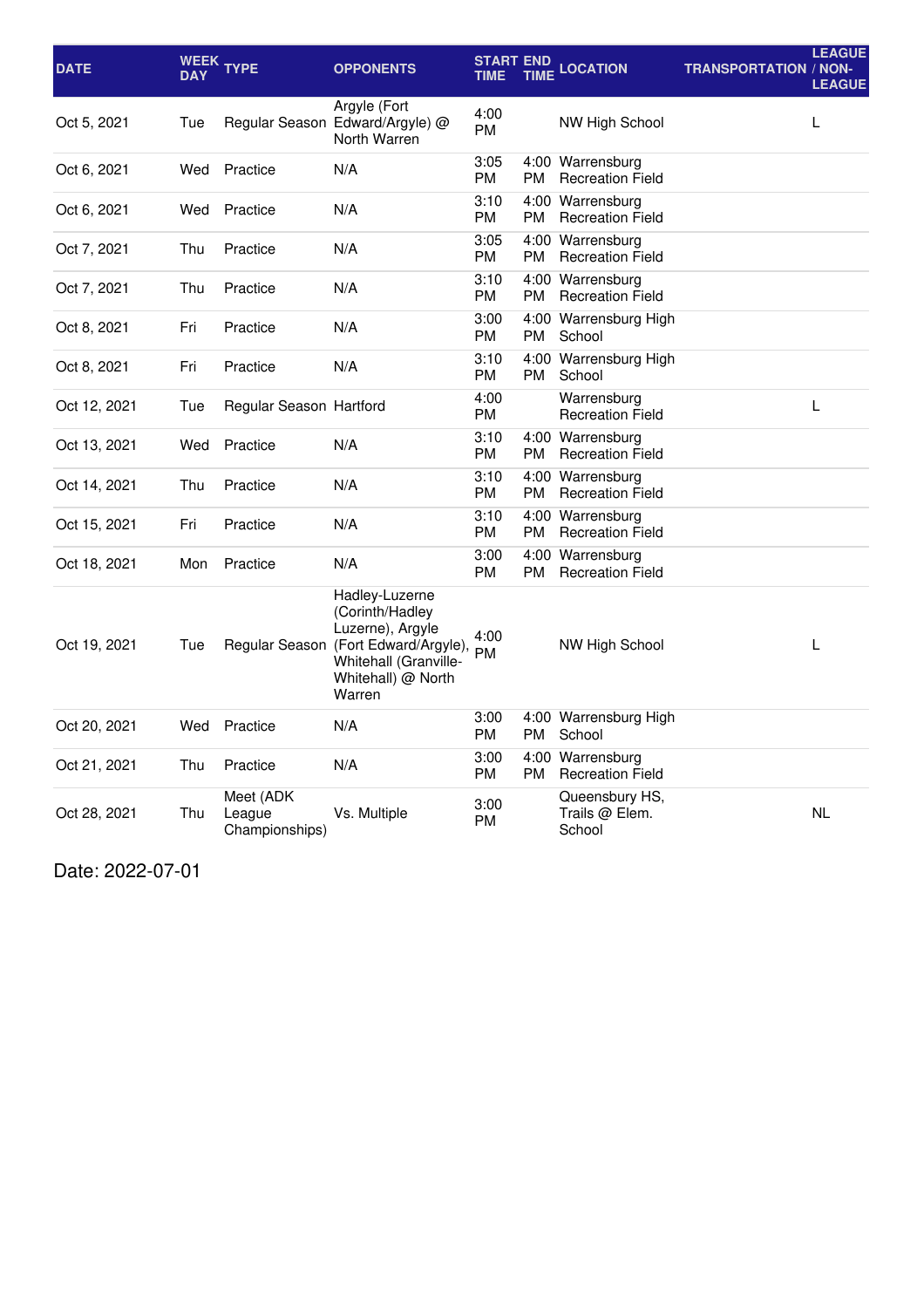| DATE | WEEK DAY | TYPE | OPPONENTS | START TIME | END TIME | LOCATION | TRANSPORTATION | LEAGUE / NON-LEAGUE |
|---|---|---|---|---|---|---|---|---|
| Oct 5, 2021 | Tue | Regular Season | Argyle (Fort Edward/Argyle) @ North Warren | 4:00 PM | | NW High School | | L |
| Oct 6, 2021 | Wed | Practice | N/A | 3:05 PM | 4:00 PM | Warrensburg Recreation Field | | |
| Oct 6, 2021 | Wed | Practice | N/A | 3:10 PM | 4:00 PM | Warrensburg Recreation Field | | |
| Oct 7, 2021 | Thu | Practice | N/A | 3:05 PM | 4:00 PM | Warrensburg Recreation Field | | |
| Oct 7, 2021 | Thu | Practice | N/A | 3:10 PM | 4:00 PM | Warrensburg Recreation Field | | |
| Oct 8, 2021 | Fri | Practice | N/A | 3:00 PM | 4:00 PM | Warrensburg High School | | |
| Oct 8, 2021 | Fri | Practice | N/A | 3:10 PM | 4:00 PM | Warrensburg High School | | |
| Oct 12, 2021 | Tue | Regular Season | Hartford | 4:00 PM | | Warrensburg Recreation Field | | L |
| Oct 13, 2021 | Wed | Practice | N/A | 3:10 PM | 4:00 PM | Warrensburg Recreation Field | | |
| Oct 14, 2021 | Thu | Practice | N/A | 3:10 PM | 4:00 PM | Warrensburg Recreation Field | | |
| Oct 15, 2021 | Fri | Practice | N/A | 3:10 PM | 4:00 PM | Warrensburg Recreation Field | | |
| Oct 18, 2021 | Mon | Practice | N/A | 3:00 PM | 4:00 PM | Warrensburg Recreation Field | | |
| Oct 19, 2021 | Tue | Regular Season | Hadley-Luzerne (Corinth/Hadley Luzerne), Argyle (Fort Edward/Argyle), Whitehall (Granville-Whitehall) @ North Warren | 4:00 PM | | NW High School | | L |
| Oct 20, 2021 | Wed | Practice | N/A | 3:00 PM | 4:00 PM | Warrensburg High School | | |
| Oct 21, 2021 | Thu | Practice | N/A | 3:00 PM | 4:00 PM | Warrensburg Recreation Field | | |
| Oct 28, 2021 | Thu | Meet (ADK League Championships) | Vs. Multiple | 3:00 PM | | Queensbury HS, Trails @ Elem. School | | NL |

Date: 2022-07-01